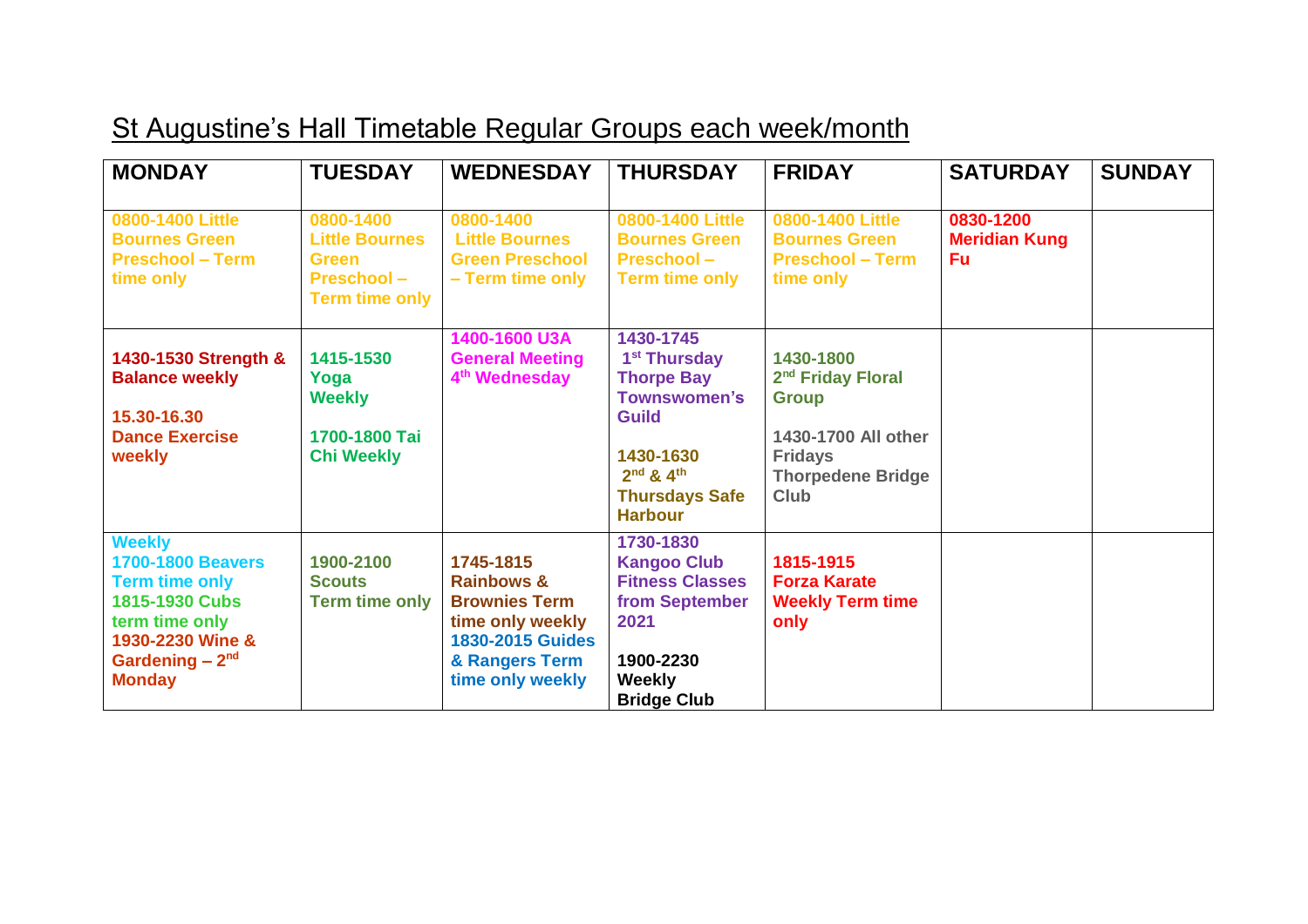# St Augustine's Hall Timetable Regular Groups each week/month

| MONDAY | TUESDAY | WEDNESDAY | THURSDAY | FRIDAY | SATURDAY | SUNDAY |
|---|---|---|---|---|---|---|
| **0800-1400 Little Bournes Green Preschool – Term time only** | **0800-1400 Little Bournes Green Preschool – Term time only** | **0800-1400 Little Bournes Green Preschool – Term time only** | **0800-1400 Little Bournes Green Preschool – Term time only** | **0800-1400 Little Bournes Green Preschool – Term time only** | **0830-1200 Meridian Kung Fu** | |
| **1430-1530 Strength & Balance weekly**<br><br>**15.30-16.30 Dance Exercise weekly** | **1415-1530 Yoga Weekly**<br><br>**1700-1800 Tai Chi Weekly** | **1400-1600 U3A General Meeting 4th Wednesday** | **1430-1745 1st Thursday Thorpe Bay Townswomen's Guild**<br><br>**1430-1630 2nd & 4th Thursdays Safe Harbour** | **1430-1800 2nd Friday Floral Group**<br><br>**1430-1700 All other Fridays Thorpedene Bridge Club** | | |
| **Weekly 1700-1800 Beavers Term time only**<br>**1815-1930 Cubs term time only**<br>**1930-2230 Wine & Gardening – 2nd Monday** | **1900-2100 Scouts Term time only** | **1745-1815 Rainbows & Brownies Term time only weekly**<br>**1830-2015 Guides & Rangers Term time only weekly** | **1730-1830 Kangoo Club Fitness Classes from September 2021**<br><br>**1900-2230 Weekly Bridge Club** | **1815-1915 Forza Karate Weekly Term time only** | | |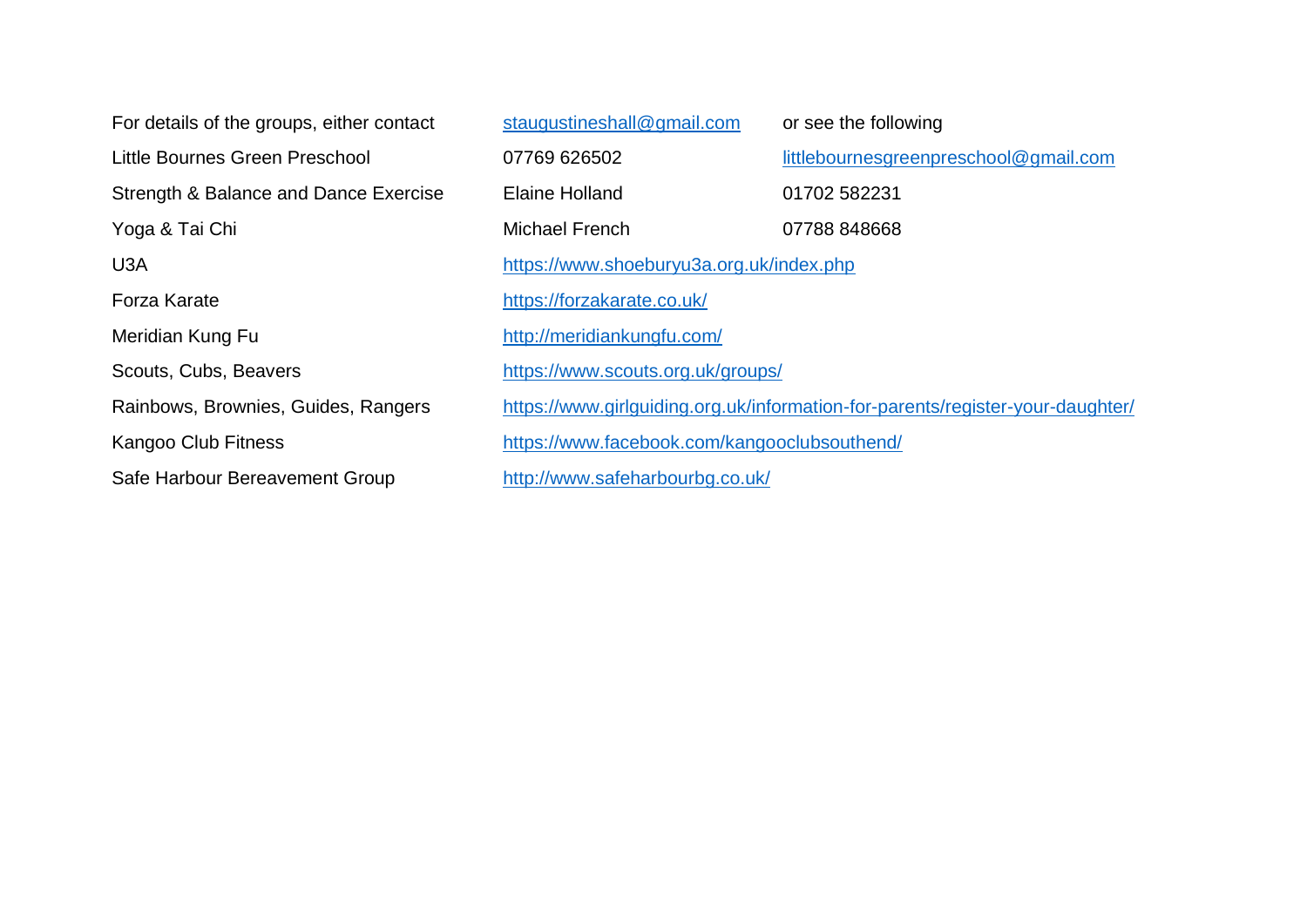| | | |
|---|---|---|
| For details of the groups, either contact | staugustineshall@gmail.com | or see the following |
| Little Bournes Green Preschool | 07769 626502 | littlebournesgreenpreschool@gmail.com |
| Strength & Balance and Dance Exercise | Elaine Holland | 01702 582231 |
| Yoga & Tai Chi | Michael French | 07788 848668 |
| U3A | https://www.shoeburyu3a.org.uk/index.php | |
| Forza Karate | https://forzakarate.co.uk/ | |
| Meridian Kung Fu | http://meridiankungfu.com/ | |
| Scouts, Cubs, Beavers | https://www.scouts.org.uk/groups/ | |
| Rainbows, Brownies, Guides, Rangers | https://www.girlguiding.org.uk/information-for-parents/register-your-daughter/ | |
| Kangoo Club Fitness | https://www.facebook.com/kangooclubsouthend/ | |
| Safe Harbour Bereavement Group | http://www.safeharbourbg.co.uk/ | |